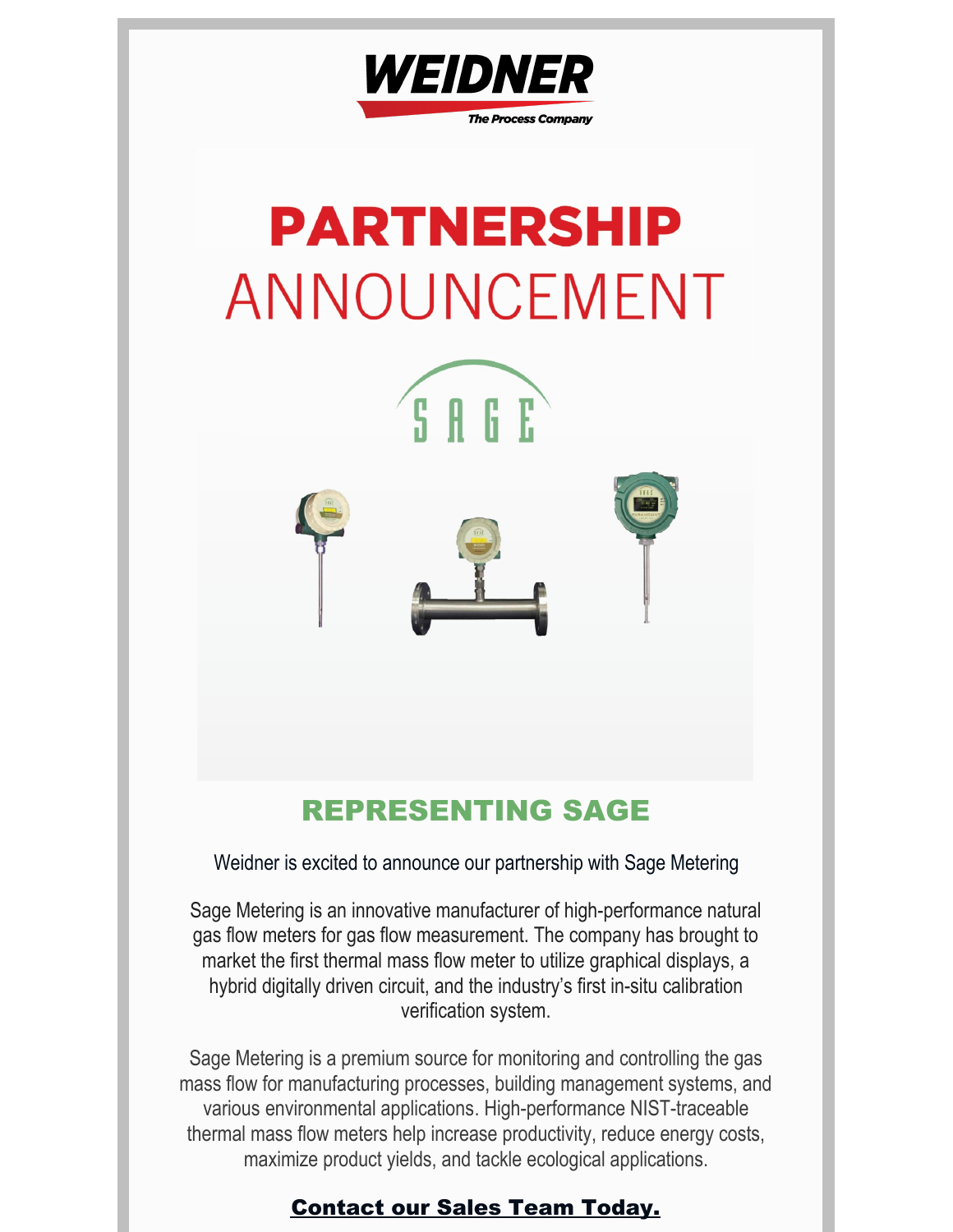WEIDNER

The Process Company

# PARTNERSHIP ANNOUNCEMENT

SAGE

## REPRESENTING SAGE

Weidner is excited to announce our partnership with Sage Metering

Sage Metering is an innovative manufacturer of high-performance natural gas flow meters for gas flow measurement. The company has brought to market the first thermal mass flow meter to utilize graphical displays, a hybrid digitally driven circuit, and the industry's first in-situ calibration verification system.

Sage Metering is a premium source for monitoring and controlling the gas mass flow for manufacturing processes, building management systems, and various environmental applications. High-performance NIST-traceable thermal mass flow meters help increase productivity, reduce energy costs, maximize product yields, and tackle ecological applications.

**Contact our Sales Team Today.**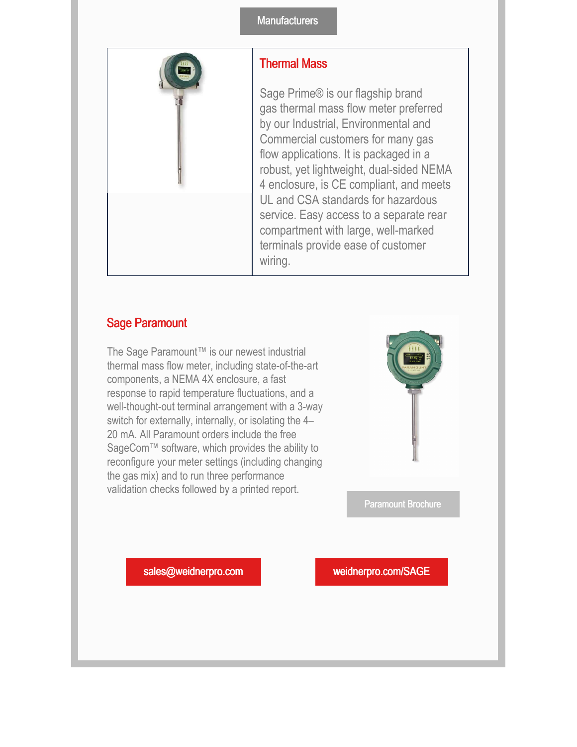Manufacturers

## Thermal Mass

Sage Prime® is our flagship brand gas thermal mass flow meter preferred by our Industrial, Environmental and Commercial customers for many gas flow applications. It is packaged in a robust, yet lightweight, dual-sided NEMA 4 enclosure, is CE compliant, and meets UL and CSA standards for hazardous service. Easy access to a separate rear compartment with large, well-marked terminals provide ease of customer wiring.

## Sage Paramount

The Sage Paramount™ is our newest industrial thermal mass flow meter, including state-of-the-art components, a NEMA 4X enclosure, a fast response to rapid temperature fluctuations, and a well-thought-out terminal arrangement with a 3-way switch for externally, internally, or isolating the 4–20 mA. All Paramount orders include the free SageCom™ software, which provides the ability to reconfigure your meter settings (including changing the gas mix) and to run three performance validation checks followed by a printed report.

Paramount Brochure

sales@weidnerpro.com

weidnerpro.com/SAGE